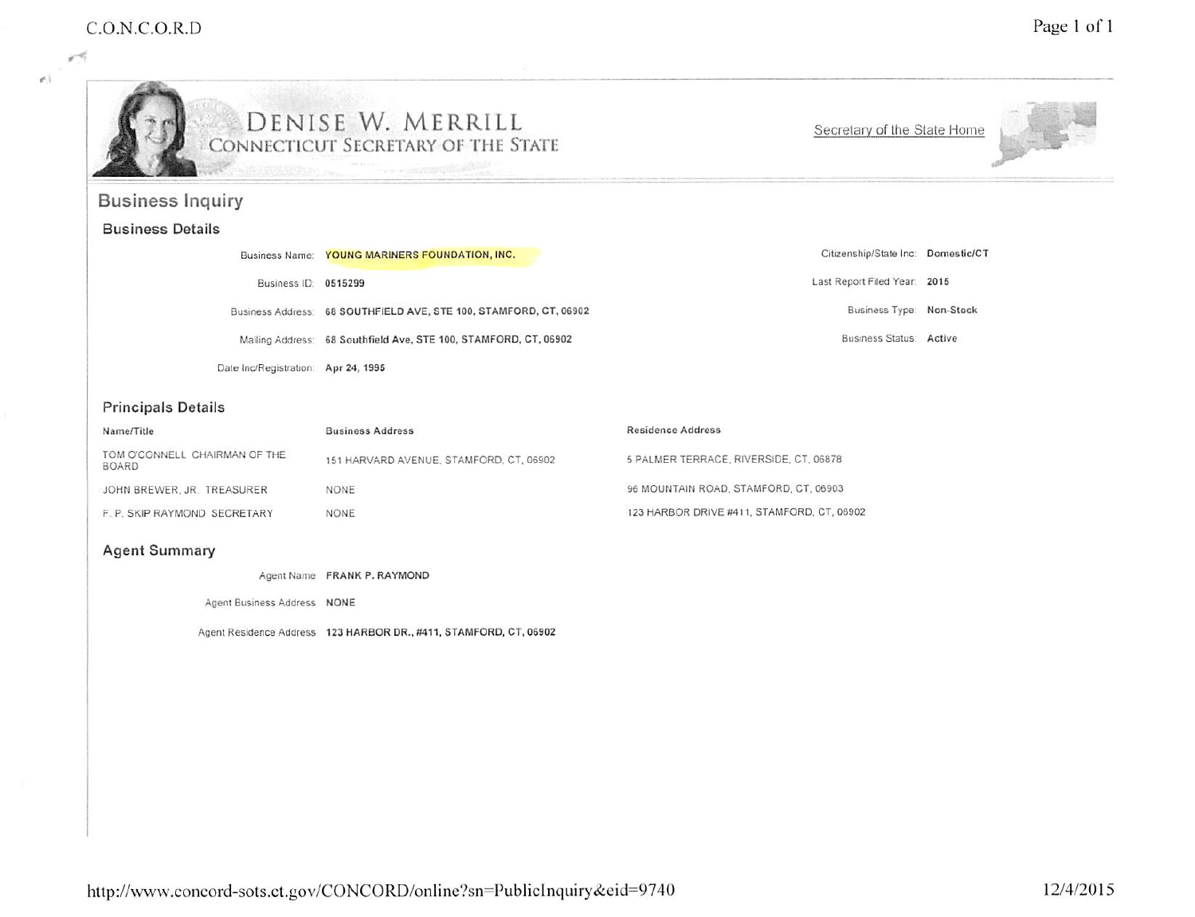# DENISE W. MERRILL
## CONNECTICUT SECRETARY OF THE STATE

Secretary of the State Home

## Business Inquiry

### Business Details

| | | | |
|---|---|---|---|
| Business Name: | YOUNG MARINERS FOUNDATION, INC. | Citizenship/State Inc: | Domestic/CT |
| Business ID: | 0515299 | Last Report Filed Year: | 2015 |
| Business Address: | 68 SOUTHFIELD AVE, STE 100, STAMFORD, CT, 06902 | Business Type: | Non-Stock |
| Mailing Address: | 68 Southfield Ave, STE 100, STAMFORD, CT, 06902 | Business Status: | Active |
| Date Inc/Registration: | Apr 24, 1995 | | |

### Principals Details

| Name/Title | Business Address | Residence Address |
|---|---|---|
| TOM O'CONNELL CHAIRMAN OF THE BOARD | 151 HARVARD AVENUE, STAMFORD, CT, 06902 | 5 PALMER TERRACE, RIVERSIDE, CT, 06878 |
| JOHN BREWER, JR. TREASURER | NONE | 96 MOUNTAIN ROAD, STAMFORD, CT, 06903 |
| F. P. SKIP RAYMOND SECRETARY | NONE | 123 HARBOR DRIVE #411, STAMFORD, CT, 06902 |

### Agent Summary

| | |
|---|---|
| Agent Name | FRANK P. RAYMOND |
| Agent Business Address | NONE |
| Agent Residence Address | 123 HARBOR DR., #411, STAMFORD, CT, 06902 |

http://www.concord-sots.ct.gov/CONCORD/online?sn=PublicInquiry&eid=9740 12/4/2015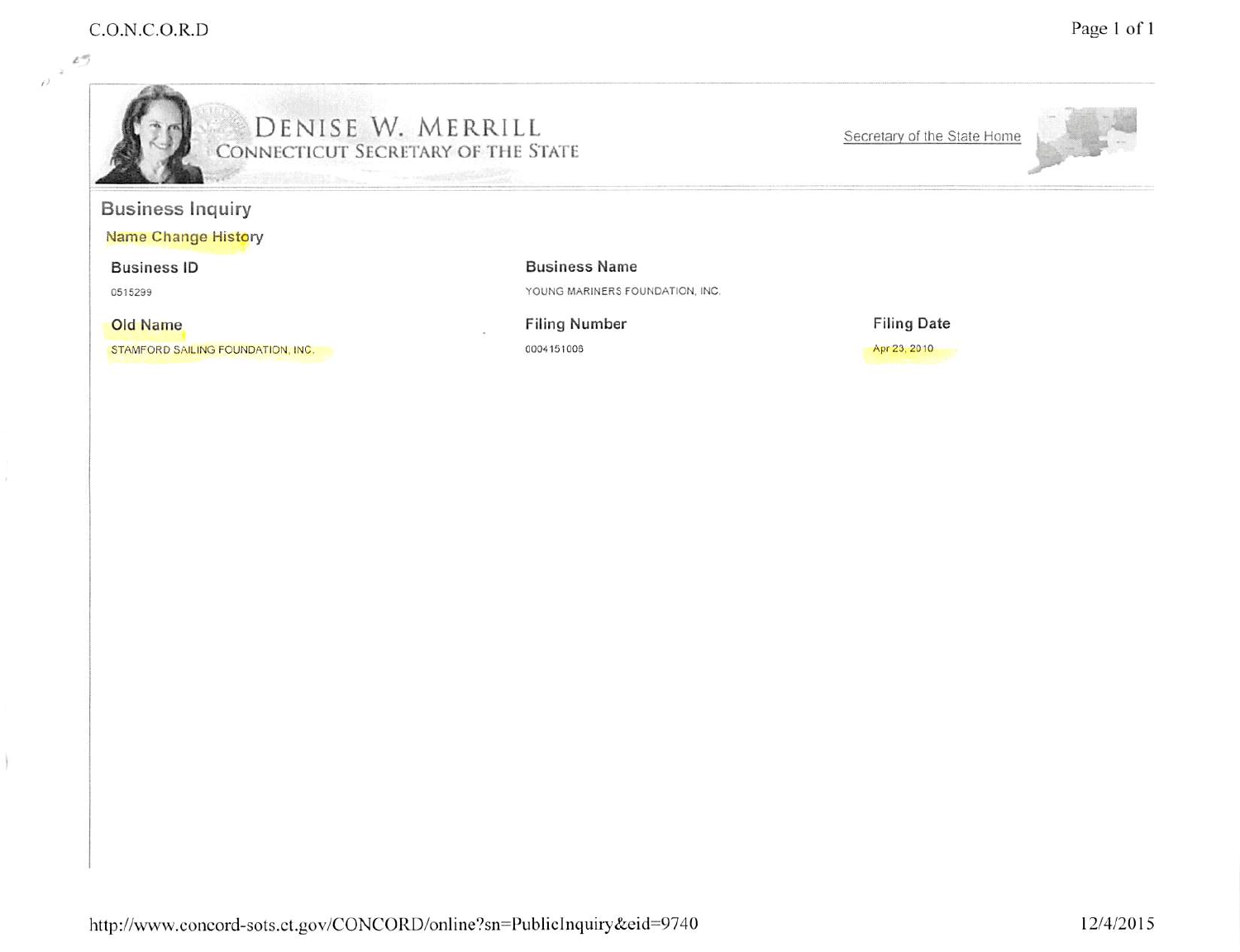# DENISE W. MERRILL
## CONNECTICUT SECRETARY OF THE STATE

Secretary of the State Home

## Business Inquiry

### Name Change History

| Business ID | Business Name | |
|---|---|---|
| 0515299 | YOUNG MARINERS FOUNDATION, INC. | |
| **Old Name** | **Filing Number** | **Filing Date** |
| STAMFORD SAILING FOUNDATION, INC. | 0004151006 | Apr 23, 2010 |

http://www.concord-sots.ct.gov/CONCORD/online?sn=PublicInquiry&eid=9740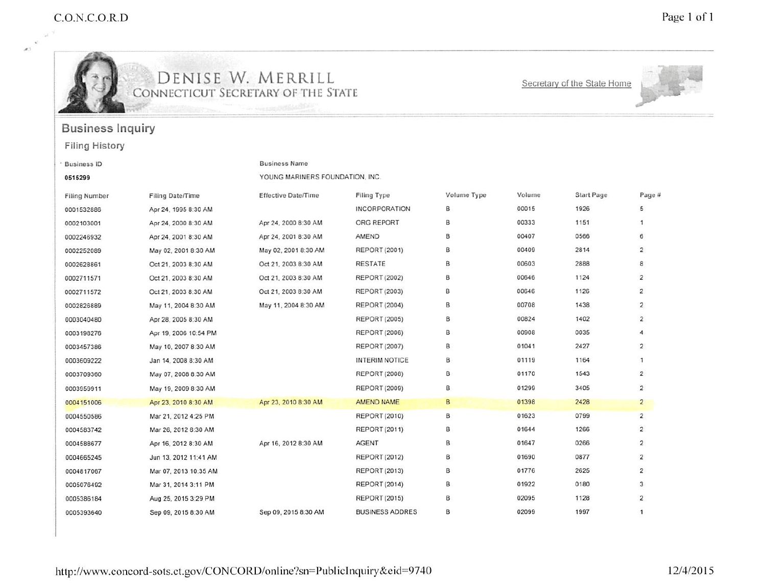C.O.N.C.O.R.D

DENISE W. MERRILL
CONNECTICUT SECRETARY OF THE STATE

Secretary of the State Home

## Business Inquiry

### Filing History

| Business ID | Business Name |
|---|---|
| 0515299 | YOUNG MARINERS FOUNDATION, INC. |

| Filing Number | Filing Date/Time | Effective Date/Time | Filing Type | Volume Type | Volume | Start Page | Page # |
|---|---|---|---|---|---|---|---|
| 0001532886 | Apr 24, 1995 8:30 AM | | INCORPORATION | B | 00015 | 1926 | 5 |
| 0002103001 | Apr 24, 2000 8:30 AM | Apr 24, 2000 8:30 AM | ORG REPORT | B | 00333 | 1151 | 1 |
| 0002246932 | Apr 24, 2001 8:30 AM | Apr 24, 2001 8:30 AM | AMEND | B | 00407 | 0566 | 6 |
| 0002252089 | May 02, 2001 8:30 AM | May 02, 2001 8:30 AM | REPORT (2001) | B | 00409 | 2814 | 2 |
| 0002628861 | Oct 21, 2003 8:30 AM | Oct 21, 2003 8:30 AM | RESTATE | B | 00603 | 2888 | 8 |
| 0002711571 | Oct 21, 2003 8:30 AM | Oct 21, 2003 8:30 AM | REPORT (2002) | B | 00646 | 1124 | 2 |
| 0002711572 | Oct 21, 2003 8:30 AM | Oct 21, 2003 8:30 AM | REPORT (2003) | B | 00646 | 1126 | 2 |
| 0002826889 | May 11, 2004 8:30 AM | May 11, 2004 8:30 AM | REPORT (2004) | B | 00708 | 1438 | 2 |
| 0003040480 | Apr 28, 2005 8:30 AM | | REPORT (2005) | B | 00824 | 1402 | 2 |
| 0003198276 | Apr 19, 2006 10:54 PM | | REPORT (2006) | B | 00908 | 0035 | 4 |
| 0003457386 | May 10, 2007 8:30 AM | | REPORT (2007) | B | 01041 | 2427 | 2 |
| 0003609222 | Jan 14, 2008 8:30 AM | | INTERIM NOTICE | B | 01119 | 1164 | 1 |
| 0003709360 | May 07, 2008 8:30 AM | | REPORT (2008) | B | 01170 | 1543 | 2 |
| 0003959911 | May 19, 2009 8:30 AM | | REPORT (2009) | B | 01299 | 3405 | 2 |
| 0004151006 | Apr 23, 2010 8:30 AM | Apr 23, 2010 8:30 AM | AMEND NAME | B | 01398 | 2428 | 2 |
| 0004550586 | Mar 21, 2012 4:25 PM | | REPORT (2010) | B | 01623 | 0799 | 2 |
| 0004583742 | Mar 26, 2012 8:30 AM | | REPORT (2011) | B | 01644 | 1266 | 2 |
| 0004588677 | Apr 16, 2012 8:30 AM | Apr 16, 2012 8:30 AM | AGENT | B | 01647 | 0266 | 2 |
| 0004665245 | Jun 13, 2012 11:41 AM | | REPORT (2012) | B | 01690 | 0877 | 2 |
| 0004817067 | Mar 07, 2013 10:35 AM | | REPORT (2013) | B | 01776 | 2625 | 2 |
| 0005076492 | Mar 31, 2014 3:11 PM | | REPORT (2014) | B | 01922 | 0180 | 3 |
| 0005386184 | Aug 25, 2015 3:29 PM | | REPORT (2015) | B | 02095 | 1128 | 2 |
| 0005393640 | Sep 09, 2015 8:30 AM | Sep 09, 2015 8:30 AM | BUSINESS ADDRES | B | 02099 | 1997 | 1 |

http://www.concord-sots.ct.gov/CONCORD/online?sn=PublicInquiry&eid=9740

12/4/2015